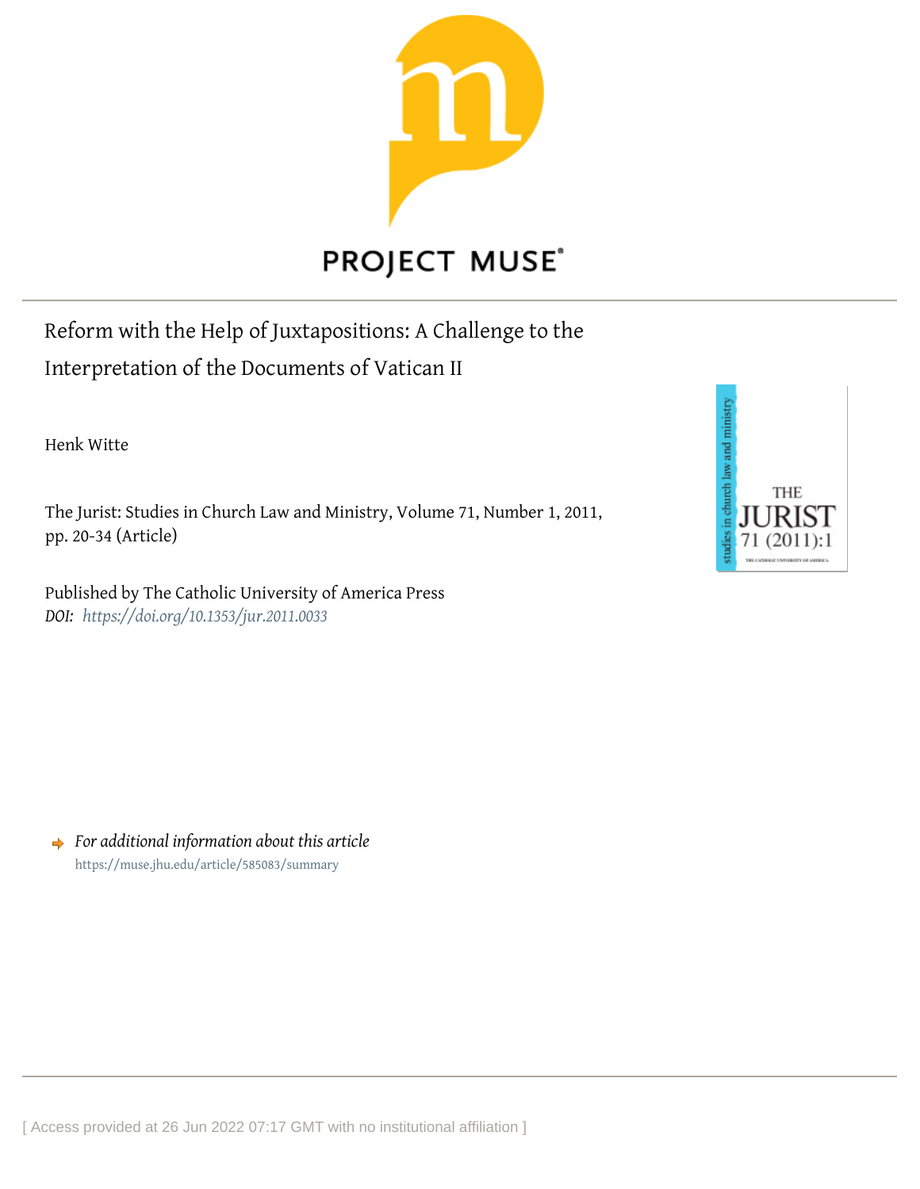PROJECT MUSE®

# Reform with the Help of Juxtapositions: A Challenge to the Interpretation of the Documents of Vatican II

Henk Witte

The Jurist: Studies in Church Law and Ministry, Volume 71, Number 1, 2011, pp. 20-34 (Article)

Published by The Catholic University of America Press

*DOI: https://doi.org/10.1353/jur.2011.0033*

➡ *For additional information about this article*

https://muse.jhu.edu/article/585083/summary

[ Access provided at 26 Jun 2022 07:17 GMT with no institutional affiliation ]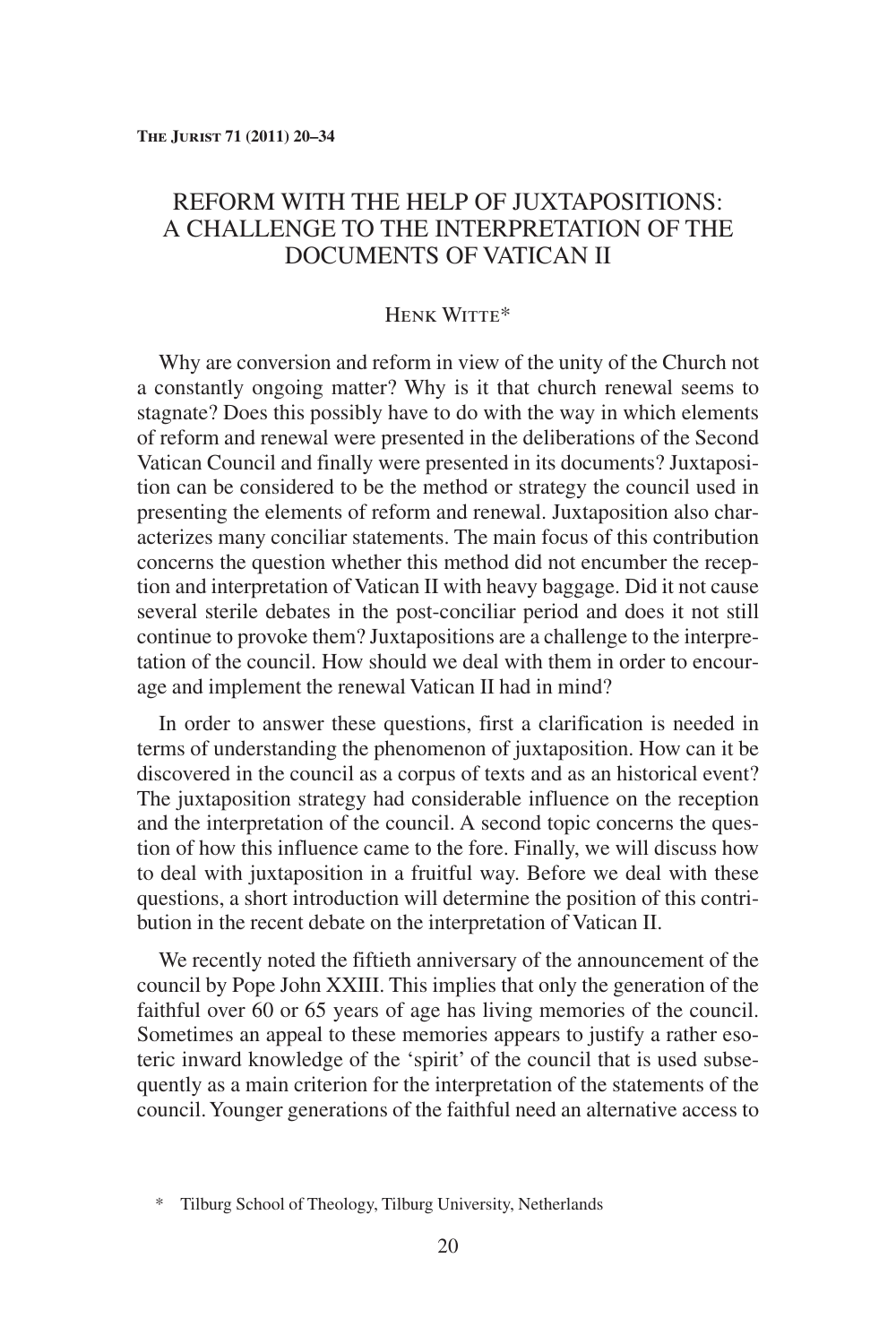# REFORM WITH THE HELP OF JUXTAPOSITIONS: A CHALLENGE TO THE INTERPRETATION OF THE DOCUMENTS OF VATICAN II

HENK WITTE*

Why are conversion and reform in view of the unity of the Church not a constantly ongoing matter? Why is it that church renewal seems to stagnate? Does this possibly have to do with the way in which elements of reform and renewal were presented in the deliberations of the Second Vatican Council and finally were presented in its documents? Juxtaposition can be considered to be the method or strategy the council used in presenting the elements of reform and renewal. Juxtaposition also characterizes many conciliar statements. The main focus of this contribution concerns the question whether this method did not encumber the reception and interpretation of Vatican II with heavy baggage. Did it not cause several sterile debates in the post-conciliar period and does it not still continue to provoke them? Juxtapositions are a challenge to the interpretation of the council. How should we deal with them in order to encourage and implement the renewal Vatican II had in mind?

In order to answer these questions, first a clarification is needed in terms of understanding the phenomenon of juxtaposition. How can it be discovered in the council as a corpus of texts and as an historical event? The juxtaposition strategy had considerable influence on the reception and the interpretation of the council. A second topic concerns the question of how this influence came to the fore. Finally, we will discuss how to deal with juxtaposition in a fruitful way. Before we deal with these questions, a short introduction will determine the position of this contribution in the recent debate on the interpretation of Vatican II.

We recently noted the fiftieth anniversary of the announcement of the council by Pope John XXIII. This implies that only the generation of the faithful over 60 or 65 years of age has living memories of the council. Sometimes an appeal to these memories appears to justify a rather esoteric inward knowledge of the 'spirit' of the council that is used subsequently as a main criterion for the interpretation of the statements of the council. Younger generations of the faithful need an alternative access to

\* Tilburg School of Theology, Tilburg University, Netherlands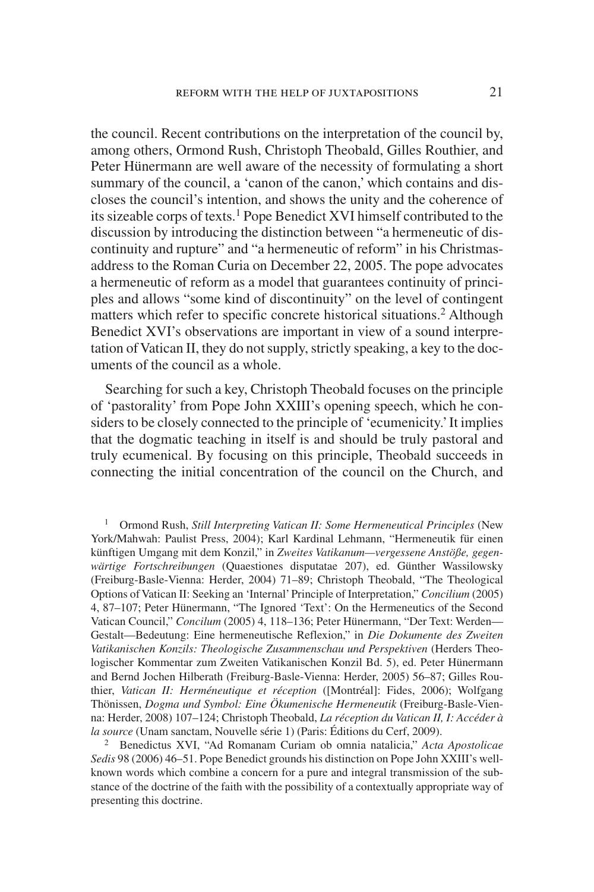the council. Recent contributions on the interpretation of the council by, among others, Ormond Rush, Christoph Theobald, Gilles Routhier, and Peter Hünermann are well aware of the necessity of formulating a short summary of the council, a 'canon of the canon,' which contains and discloses the council's intention, and shows the unity and the coherence of its sizeable corps of texts.[1] Pope Benedict XVI himself contributed to the discussion by introducing the distinction between "a hermeneutic of discontinuity and rupture" and "a hermeneutic of reform" in his Christmas-address to the Roman Curia on December 22, 2005. The pope advocates a hermeneutic of reform as a model that guarantees continuity of principles and allows "some kind of discontinuity" on the level of contingent matters which refer to specific concrete historical situations.[2] Although Benedict XVI's observations are important in view of a sound interpretation of Vatican II, they do not supply, strictly speaking, a key to the documents of the council as a whole.

Searching for such a key, Christoph Theobald focuses on the principle of 'pastorality' from Pope John XXIII's opening speech, which he considers to be closely connected to the principle of 'ecumenicity.' It implies that the dogmatic teaching in itself is and should be truly pastoral and truly ecumenical. By focusing on this principle, Theobald succeeds in connecting the initial concentration of the council on the Church, and

---

[1] Ormond Rush, *Still Interpreting Vatican II: Some Hermeneutical Principles* (New York/Mahwah: Paulist Press, 2004); Karl Kardinal Lehmann, "Hermeneutik für einen künftigen Umgang mit dem Konzil," in *Zweites Vatikanum—vergessene Anstöße, gegenwärtige Fortschreibungen* (Quaestiones disputatae 207), ed. Günther Wassilowsky (Freiburg-Basle-Vienna: Herder, 2004) 71–89; Christoph Theobald, "The Theological Options of Vatican II: Seeking an 'Internal' Principle of Interpretation," *Concilium* (2005) 4, 87–107; Peter Hünermann, "The Ignored 'Text': On the Hermeneutics of the Second Vatican Council," *Concilum* (2005) 4, 118–136; Peter Hünermann, "Der Text: Werden—Gestalt—Bedeutung: Eine hermeneutische Reflexion," in *Die Dokumente des Zweiten Vatikanischen Konzils: Theologische Zusammenschau und Perspektiven* (Herders Theologischer Kommentar zum Zweiten Vatikanischen Konzil Bd. 5), ed. Peter Hünermann and Bernd Jochen Hilberath (Freiburg-Basle-Vienna: Herder, 2005) 56–87; Gilles Routhier, *Vatican II: Herméneutique et réception* ([Montréal]: Fides, 2006); Wolfgang Thönissen, *Dogma und Symbol: Eine Ökumenische Hermeneutik* (Freiburg-Basle-Vienna: Herder, 2008) 107–124; Christoph Theobald, *La réception du Vatican II, I: Accéder à la source* (Unam sanctam, Nouvelle série 1) (Paris: Éditions du Cerf, 2009).

[2] Benedictus XVI, "Ad Romanam Curiam ob omnia natalicia," *Acta Apostolicae Sedis* 98 (2006) 46–51. Pope Benedict grounds his distinction on Pope John XXIII's well-known words which combine a concern for a pure and integral transmission of the substance of the doctrine of the faith with the possibility of a contextually appropriate way of presenting this doctrine.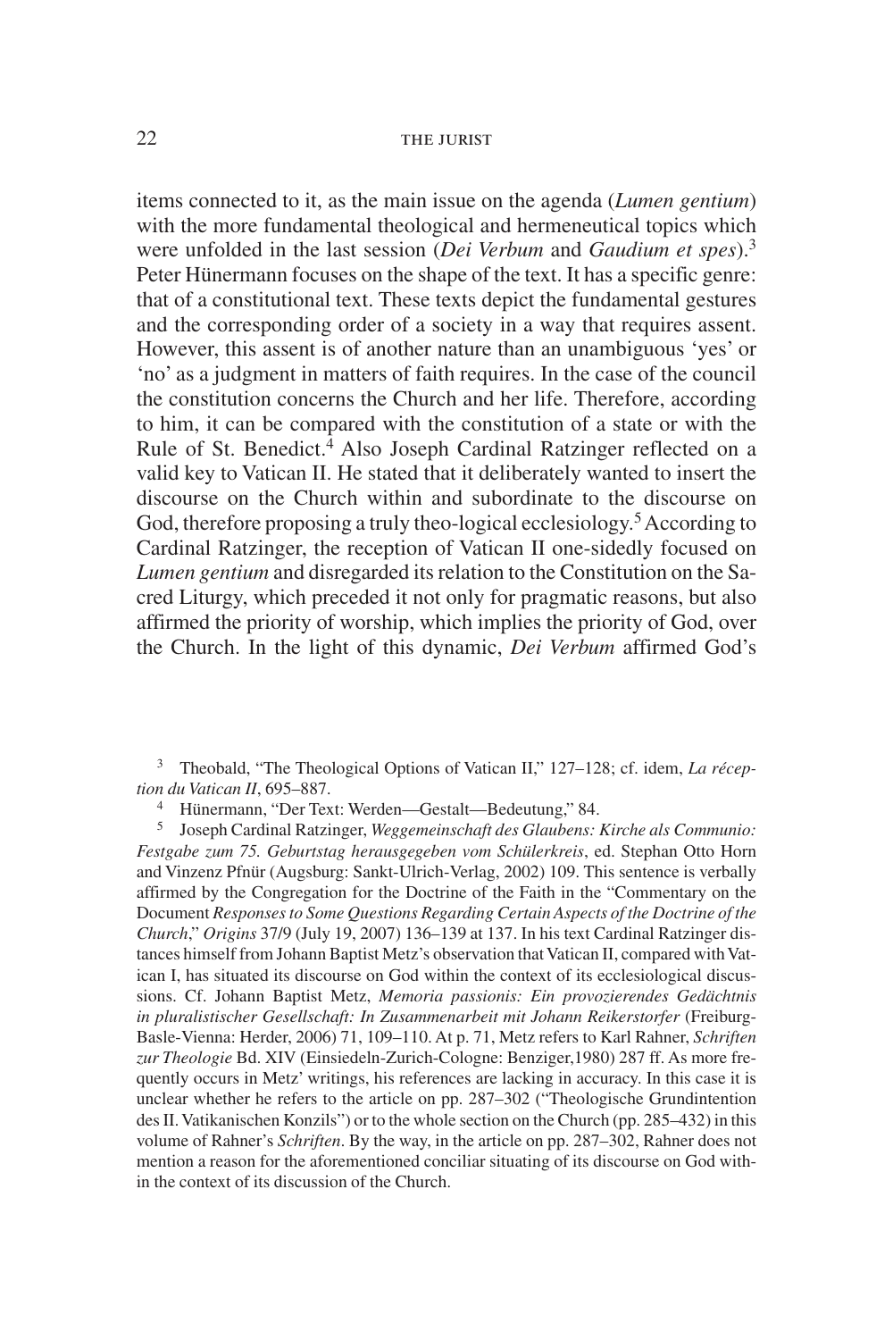items connected to it, as the main issue on the agenda (*Lumen gentium*) with the more fundamental theological and hermeneutical topics which were unfolded in the last session (*Dei Verbum* and *Gaudium et spes*).[3] Peter Hünermann focuses on the shape of the text. It has a specific genre: that of a constitutional text. These texts depict the fundamental gestures and the corresponding order of a society in a way that requires assent. However, this assent is of another nature than an unambiguous 'yes' or 'no' as a judgment in matters of faith requires. In the case of the council the constitution concerns the Church and her life. Therefore, according to him, it can be compared with the constitution of a state or with the Rule of St. Benedict.[4] Also Joseph Cardinal Ratzinger reflected on a valid key to Vatican II. He stated that it deliberately wanted to insert the discourse on the Church within and subordinate to the discourse on God, therefore proposing a truly theo-logical ecclesiology.[5] According to Cardinal Ratzinger, the reception of Vatican II one-sidedly focused on *Lumen gentium* and disregarded its relation to the Constitution on the Sacred Liturgy, which preceded it not only for pragmatic reasons, but also affirmed the priority of worship, which implies the priority of God, over the Church. In the light of this dynamic, *Dei Verbum* affirmed God's

[3] Theobald, "The Theological Options of Vatican II," 127–128; cf. idem, *La réception du Vatican II*, 695–887.

[4] Hünermann, "Der Text: Werden—Gestalt—Bedeutung," 84.

[5] Joseph Cardinal Ratzinger, *Weggemeinschaft des Glaubens: Kirche als Communio: Festgabe zum 75. Geburtstag herausgegeben vom Schülerkreis*, ed. Stephan Otto Horn and Vinzenz Pfnür (Augsburg: Sankt-Ulrich-Verlag, 2002) 109. This sentence is verbally affirmed by the Congregation for the Doctrine of the Faith in the "Commentary on the Document *Responses to Some Questions Regarding Certain Aspects of the Doctrine of the Church*," *Origins* 37/9 (July 19, 2007) 136–139 at 137. In his text Cardinal Ratzinger distances himself from Johann Baptist Metz's observation that Vatican II, compared with Vatican I, has situated its discourse on God within the context of its ecclesiological discussions. Cf. Johann Baptist Metz, *Memoria passionis: Ein provozierendes Gedächtnis in pluralistischer Gesellschaft: In Zusammenarbeit mit Johann Reikerstorfer* (Freiburg-Basle-Vienna: Herder, 2006) 71, 109–110. At p. 71, Metz refers to Karl Rahner, *Schriften zur Theologie* Bd. XIV (Einsiedeln-Zurich-Cologne: Benziger,1980) 287 ff. As more frequently occurs in Metz' writings, his references are lacking in accuracy. In this case it is unclear whether he refers to the article on pp. 287–302 ("Theologische Grundintention des II. Vatikanischen Konzils") or to the whole section on the Church (pp. 285–432) in this volume of Rahner's *Schriften*. By the way, in the article on pp. 287–302, Rahner does not mention a reason for the aforementioned conciliar situating of its discourse on God within the context of its discussion of the Church.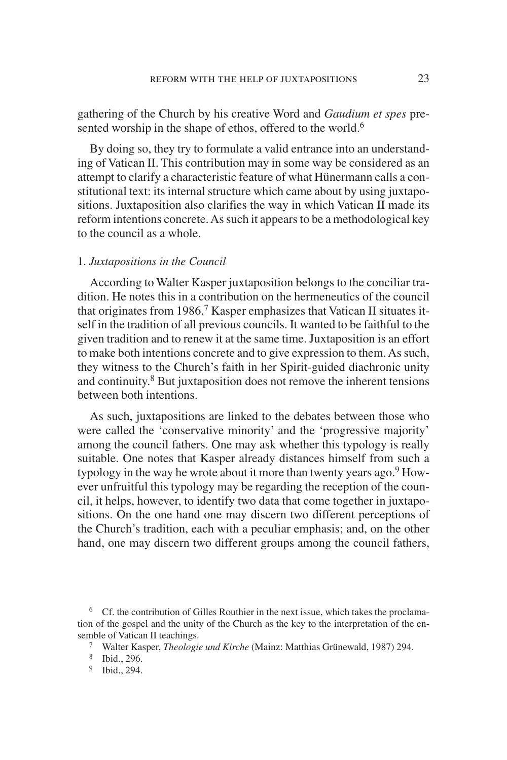gathering of the Church by his creative Word and *Gaudium et spes* presented worship in the shape of ethos, offered to the world.[6]

By doing so, they try to formulate a valid entrance into an understanding of Vatican II. This contribution may in some way be considered as an attempt to clarify a characteristic feature of what Hünermann calls a constitutional text: its internal structure which came about by using juxtapositions. Juxtaposition also clarifies the way in which Vatican II made its reform intentions concrete. As such it appears to be a methodological key to the council as a whole.

## 1. *Juxtapositions in the Council*

According to Walter Kasper juxtaposition belongs to the conciliar tradition. He notes this in a contribution on the hermeneutics of the council that originates from 1986.[7] Kasper emphasizes that Vatican II situates itself in the tradition of all previous councils. It wanted to be faithful to the given tradition and to renew it at the same time. Juxtaposition is an effort to make both intentions concrete and to give expression to them. As such, they witness to the Church's faith in her Spirit-guided diachronic unity and continuity.[8] But juxtaposition does not remove the inherent tensions between both intentions.

As such, juxtapositions are linked to the debates between those who were called the 'conservative minority' and the 'progressive majority' among the council fathers. One may ask whether this typology is really suitable. One notes that Kasper already distances himself from such a typology in the way he wrote about it more than twenty years ago.[9] However unfruitful this typology may be regarding the reception of the council, it helps, however, to identify two data that come together in juxtapositions. On the one hand one may discern two different perceptions of the Church's tradition, each with a peculiar emphasis; and, on the other hand, one may discern two different groups among the council fathers,

[6] Cf. the contribution of Gilles Routhier in the next issue, which takes the proclamation of the gospel and the unity of the Church as the key to the interpretation of the ensemble of Vatican II teachings.

[7] Walter Kasper, *Theologie und Kirche* (Mainz: Matthias Grünewald, 1987) 294.

[8] Ibid., 296.

[9] Ibid., 294.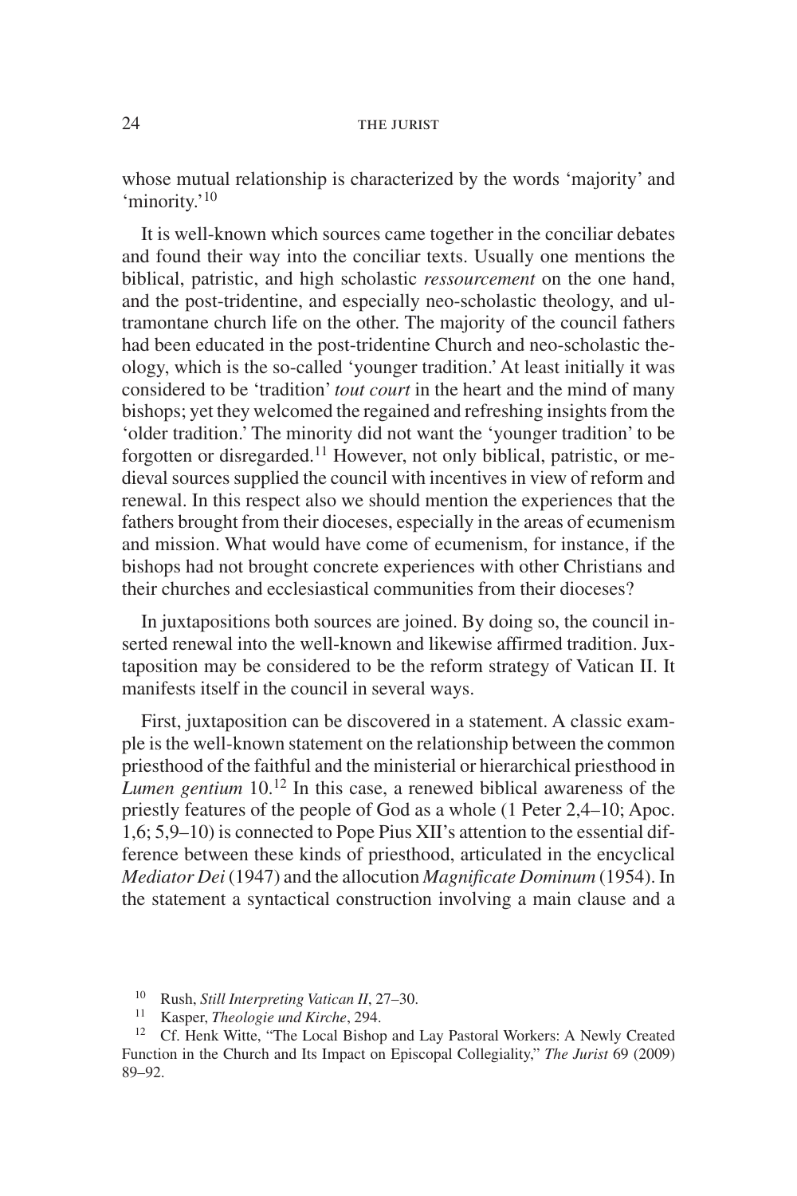whose mutual relationship is characterized by the words 'majority' and 'minority.'[10]

It is well-known which sources came together in the conciliar debates and found their way into the conciliar texts. Usually one mentions the biblical, patristic, and high scholastic *ressourcement* on the one hand, and the post-tridentine, and especially neo-scholastic theology, and ultramontane church life on the other. The majority of the council fathers had been educated in the post-tridentine Church and neo-scholastic theology, which is the so-called 'younger tradition.' At least initially it was considered to be 'tradition' *tout court* in the heart and the mind of many bishops; yet they welcomed the regained and refreshing insights from the 'older tradition.' The minority did not want the 'younger tradition' to be forgotten or disregarded.[11] However, not only biblical, patristic, or medieval sources supplied the council with incentives in view of reform and renewal. In this respect also we should mention the experiences that the fathers brought from their dioceses, especially in the areas of ecumenism and mission. What would have come of ecumenism, for instance, if the bishops had not brought concrete experiences with other Christians and their churches and ecclesiastical communities from their dioceses?

In juxtapositions both sources are joined. By doing so, the council inserted renewal into the well-known and likewise affirmed tradition. Juxtaposition may be considered to be the reform strategy of Vatican II. It manifests itself in the council in several ways.

First, juxtaposition can be discovered in a statement. A classic example is the well-known statement on the relationship between the common priesthood of the faithful and the ministerial or hierarchical priesthood in *Lumen gentium* 10.[12] In this case, a renewed biblical awareness of the priestly features of the people of God as a whole (1 Peter 2,4–10; Apoc. 1,6; 5,9–10) is connected to Pope Pius XII's attention to the essential difference between these kinds of priesthood, articulated in the encyclical *Mediator Dei* (1947) and the allocution *Magnificate Dominum* (1954). In the statement a syntactical construction involving a main clause and a

[10] Rush, *Still Interpreting Vatican II*, 27–30.

[11] Kasper, *Theologie und Kirche*, 294.

[12] Cf. Henk Witte, "The Local Bishop and Lay Pastoral Workers: A Newly Created Function in the Church and Its Impact on Episcopal Collegiality," *The Jurist* 69 (2009) 89–92.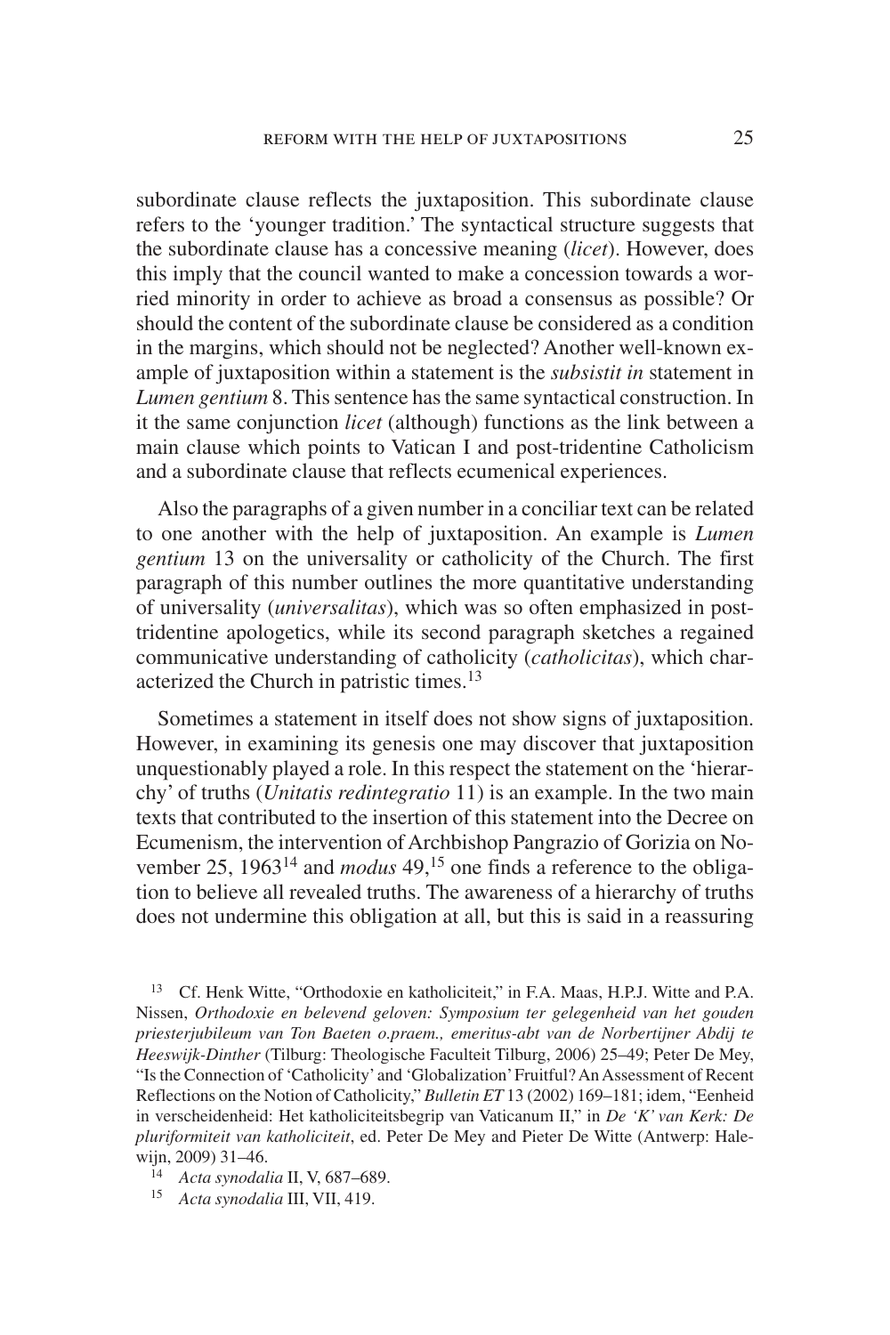subordinate clause reflects the juxtaposition. This subordinate clause refers to the 'younger tradition.' The syntactical structure suggests that the subordinate clause has a concessive meaning (*licet*). However, does this imply that the council wanted to make a concession towards a worried minority in order to achieve as broad a consensus as possible? Or should the content of the subordinate clause be considered as a condition in the margins, which should not be neglected? Another well-known example of juxtaposition within a statement is the *subsistit in* statement in *Lumen gentium* 8. This sentence has the same syntactical construction. In it the same conjunction *licet* (although) functions as the link between a main clause which points to Vatican I and post-tridentine Catholicism and a subordinate clause that reflects ecumenical experiences.

Also the paragraphs of a given number in a conciliar text can be related to one another with the help of juxtaposition. An example is *Lumen gentium* 13 on the universality or catholicity of the Church. The first paragraph of this number outlines the more quantitative understanding of universality (*universalitas*), which was so often emphasized in post-tridentine apologetics, while its second paragraph sketches a regained communicative understanding of catholicity (*catholicitas*), which characterized the Church in patristic times.[13]

Sometimes a statement in itself does not show signs of juxtaposition. However, in examining its genesis one may discover that juxtaposition unquestionably played a role. In this respect the statement on the 'hierarchy' of truths (*Unitatis redintegratio* 11) is an example. In the two main texts that contributed to the insertion of this statement into the Decree on Ecumenism, the intervention of Archbishop Pangrazio of Gorizia on November 25, 1963[14] and *modus* 49,[15] one finds a reference to the obligation to believe all revealed truths. The awareness of a hierarchy of truths does not undermine this obligation at all, but this is said in a reassuring

[13] Cf. Henk Witte, "Orthodoxie en katholiciteit," in F.A. Maas, H.P.J. Witte and P.A. Nissen, *Orthodoxie en belevend geloven: Symposium ter gelegenheid van het gouden priesterjubileum van Ton Baeten o.praem., emeritus-abt van de Norbertijner Abdij te Heeswijk-Dinther* (Tilburg: Theologische Faculteit Tilburg, 2006) 25–49; Peter De Mey, "Is the Connection of 'Catholicity' and 'Globalization' Fruitful? An Assessment of Recent Reflections on the Notion of Catholicity," *Bulletin ET* 13 (2002) 169–181; idem, "Eenheid in verscheidenheid: Het katholiciteitsbegrip van Vaticanum II," in *De 'K' van Kerk: De pluriformiteit van katholiciteit*, ed. Peter De Mey and Pieter De Witte (Antwerp: Halewijn, 2009) 31–46.

[14] *Acta synodalia* II, V, 687–689.

[15] *Acta synodalia* III, VII, 419.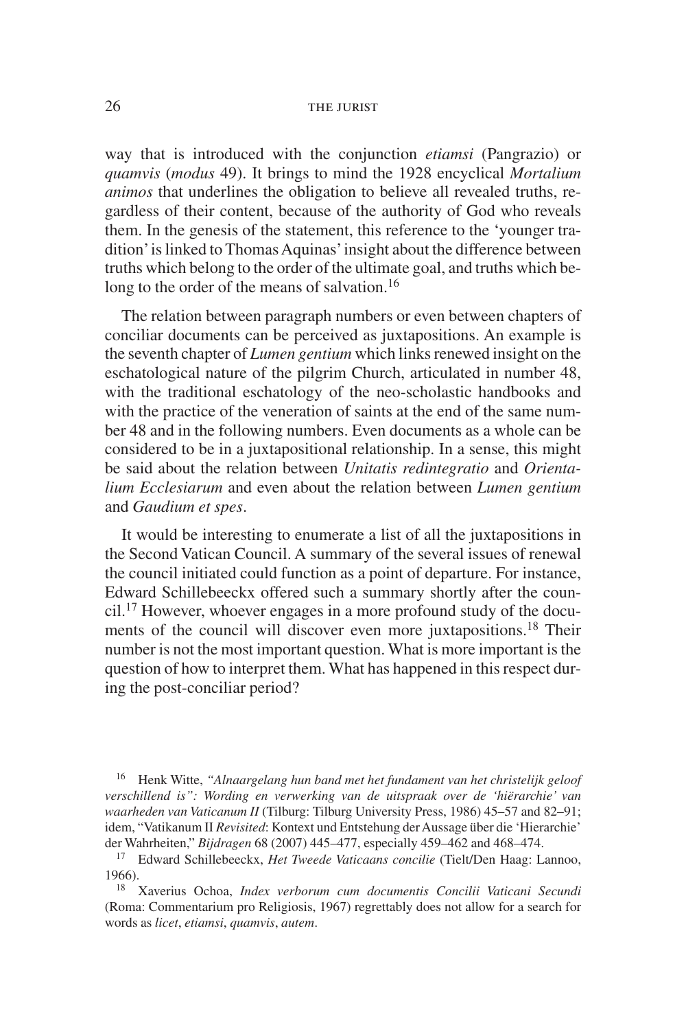way that is introduced with the conjunction *etiamsi* (Pangrazio) or *quamvis* (*modus* 49). It brings to mind the 1928 encyclical *Mortalium animos* that underlines the obligation to believe all revealed truths, regardless of their content, because of the authority of God who reveals them. In the genesis of the statement, this reference to the 'younger tradition' is linked to Thomas Aquinas' insight about the difference between truths which belong to the order of the ultimate goal, and truths which belong to the order of the means of salvation.[16]

The relation between paragraph numbers or even between chapters of conciliar documents can be perceived as juxtapositions. An example is the seventh chapter of *Lumen gentium* which links renewed insight on the eschatological nature of the pilgrim Church, articulated in number 48, with the traditional eschatology of the neo-scholastic handbooks and with the practice of the veneration of saints at the end of the same number 48 and in the following numbers. Even documents as a whole can be considered to be in a juxtapositional relationship. In a sense, this might be said about the relation between *Unitatis redintegratio* and *Orientalium Ecclesiarum* and even about the relation between *Lumen gentium* and *Gaudium et spes*.

It would be interesting to enumerate a list of all the juxtapositions in the Second Vatican Council. A summary of the several issues of renewal the council initiated could function as a point of departure. For instance, Edward Schillebeeckx offered such a summary shortly after the council.[17] However, whoever engages in a more profound study of the documents of the council will discover even more juxtapositions.[18] Their number is not the most important question. What is more important is the question of how to interpret them. What has happened in this respect during the post-conciliar period?

[16] Henk Witte, *"Alnaargelang hun band met het fundament van het christelijk geloof verschillend is": Wording en verwerking van de uitspraak over de 'hiërarchie' van waarheden van Vaticanum II* (Tilburg: Tilburg University Press, 1986) 45–57 and 82–91; idem, "Vatikanum II *Revisited*: Kontext und Entstehung der Aussage über die 'Hierarchie' der Wahrheiten," *Bijdragen* 68 (2007) 445–477, especially 459–462 and 468–474.

[17] Edward Schillebeeckx, *Het Tweede Vaticaans concilie* (Tielt/Den Haag: Lannoo, 1966).

[18] Xaverius Ochoa, *Index verborum cum documentis Concilii Vaticani Secundi* (Roma: Commentarium pro Religiosis, 1967) regrettably does not allow for a search for words as *licet*, *etiamsi*, *quamvis*, *autem*.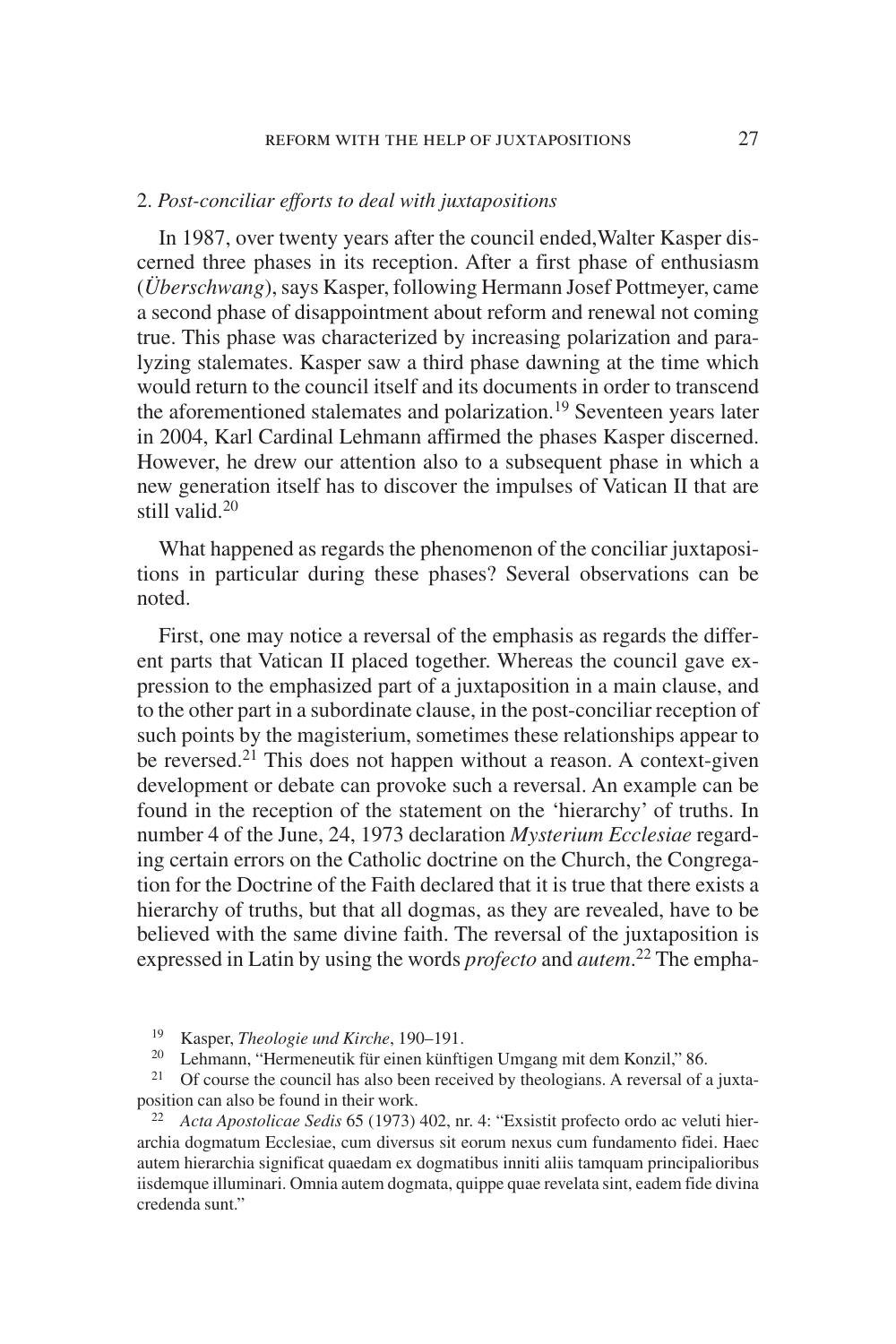## 2. *Post-conciliar efforts to deal with juxtapositions*

In 1987, over twenty years after the council ended, Walter Kasper discerned three phases in its reception. After a first phase of enthusiasm (*Überschwang*), says Kasper, following Hermann Josef Pottmeyer, came a second phase of disappointment about reform and renewal not coming true. This phase was characterized by increasing polarization and paralyzing stalemates. Kasper saw a third phase dawning at the time which would return to the council itself and its documents in order to transcend the aforementioned stalemates and polarization.[19] Seventeen years later in 2004, Karl Cardinal Lehmann affirmed the phases Kasper discerned. However, he drew our attention also to a subsequent phase in which a new generation itself has to discover the impulses of Vatican II that are still valid.[20]

What happened as regards the phenomenon of the conciliar juxtapositions in particular during these phases? Several observations can be noted.

First, one may notice a reversal of the emphasis as regards the different parts that Vatican II placed together. Whereas the council gave expression to the emphasized part of a juxtaposition in a main clause, and to the other part in a subordinate clause, in the post-conciliar reception of such points by the magisterium, sometimes these relationships appear to be reversed.[21] This does not happen without a reason. A context-given development or debate can provoke such a reversal. An example can be found in the reception of the statement on the 'hierarchy' of truths. In number 4 of the June, 24, 1973 declaration *Mysterium Ecclesiae* regarding certain errors on the Catholic doctrine on the Church, the Congregation for the Doctrine of the Faith declared that it is true that there exists a hierarchy of truths, but that all dogmas, as they are revealed, have to be believed with the same divine faith. The reversal of the juxtaposition is expressed in Latin by using the words *profecto* and *autem*.[22] The empha-

---

[19] Kasper, *Theologie und Kirche*, 190–191.

[20] Lehmann, "Hermeneutik für einen künftigen Umgang mit dem Konzil," 86.

[21] Of course the council has also been received by theologians. A reversal of a juxtaposition can also be found in their work.

[22] *Acta Apostolicae Sedis* 65 (1973) 402, nr. 4: "Exsistit profecto ordo ac veluti hierarchia dogmatum Ecclesiae, cum diversus sit eorum nexus cum fundamento fidei. Haec autem hierarchia significat quaedam ex dogmatibus inniti aliis tamquam principalioribus iisdemque illuminari. Omnia autem dogmata, quippe quae revelata sint, eadem fide divina credenda sunt."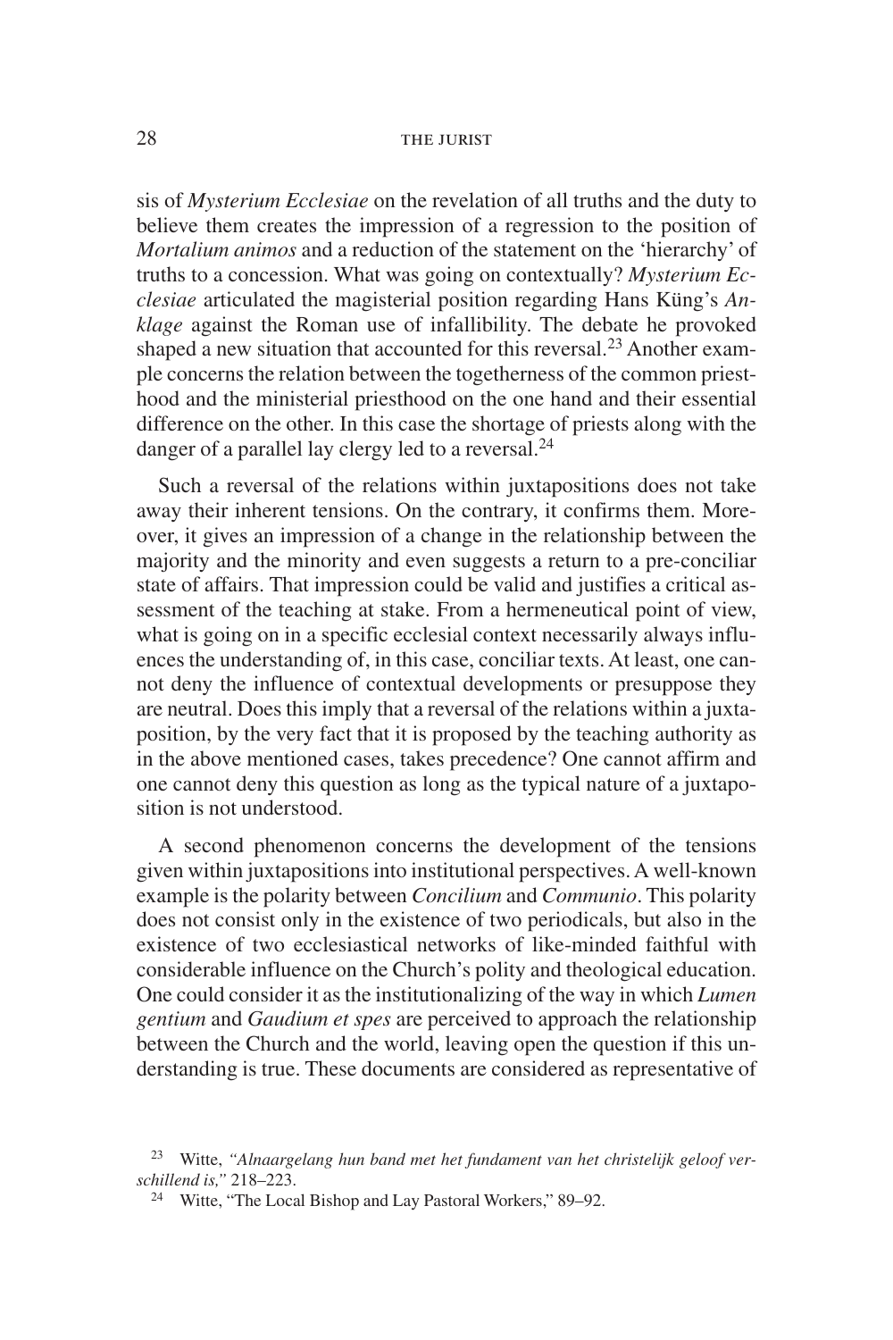sis of *Mysterium Ecclesiae* on the revelation of all truths and the duty to believe them creates the impression of a regression to the position of *Mortalium animos* and a reduction of the statement on the 'hierarchy' of truths to a concession. What was going on contextually? *Mysterium Ecclesiae* articulated the magisterial position regarding Hans Küng's *Anklage* against the Roman use of infallibility. The debate he provoked shaped a new situation that accounted for this reversal.[23] Another example concerns the relation between the togetherness of the common priesthood and the ministerial priesthood on the one hand and their essential difference on the other. In this case the shortage of priests along with the danger of a parallel lay clergy led to a reversal.[24]

Such a reversal of the relations within juxtapositions does not take away their inherent tensions. On the contrary, it confirms them. Moreover, it gives an impression of a change in the relationship between the majority and the minority and even suggests a return to a pre-conciliar state of affairs. That impression could be valid and justifies a critical assessment of the teaching at stake. From a hermeneutical point of view, what is going on in a specific ecclesial context necessarily always influences the understanding of, in this case, conciliar texts. At least, one cannot deny the influence of contextual developments or presuppose they are neutral. Does this imply that a reversal of the relations within a juxtaposition, by the very fact that it is proposed by the teaching authority as in the above mentioned cases, takes precedence? One cannot affirm and one cannot deny this question as long as the typical nature of a juxtaposition is not understood.

A second phenomenon concerns the development of the tensions given within juxtapositions into institutional perspectives. A well-known example is the polarity between *Concilium* and *Communio*. This polarity does not consist only in the existence of two periodicals, but also in the existence of two ecclesiastical networks of like-minded faithful with considerable influence on the Church's polity and theological education. One could consider it as the institutionalizing of the way in which *Lumen gentium* and *Gaudium et spes* are perceived to approach the relationship between the Church and the world, leaving open the question if this understanding is true. These documents are considered as representative of

[23] Witte, *"Alnaargelang hun band met het fundament van het christelijk geloof verschillend is,"* 218–223.

[24] Witte, "The Local Bishop and Lay Pastoral Workers," 89–92.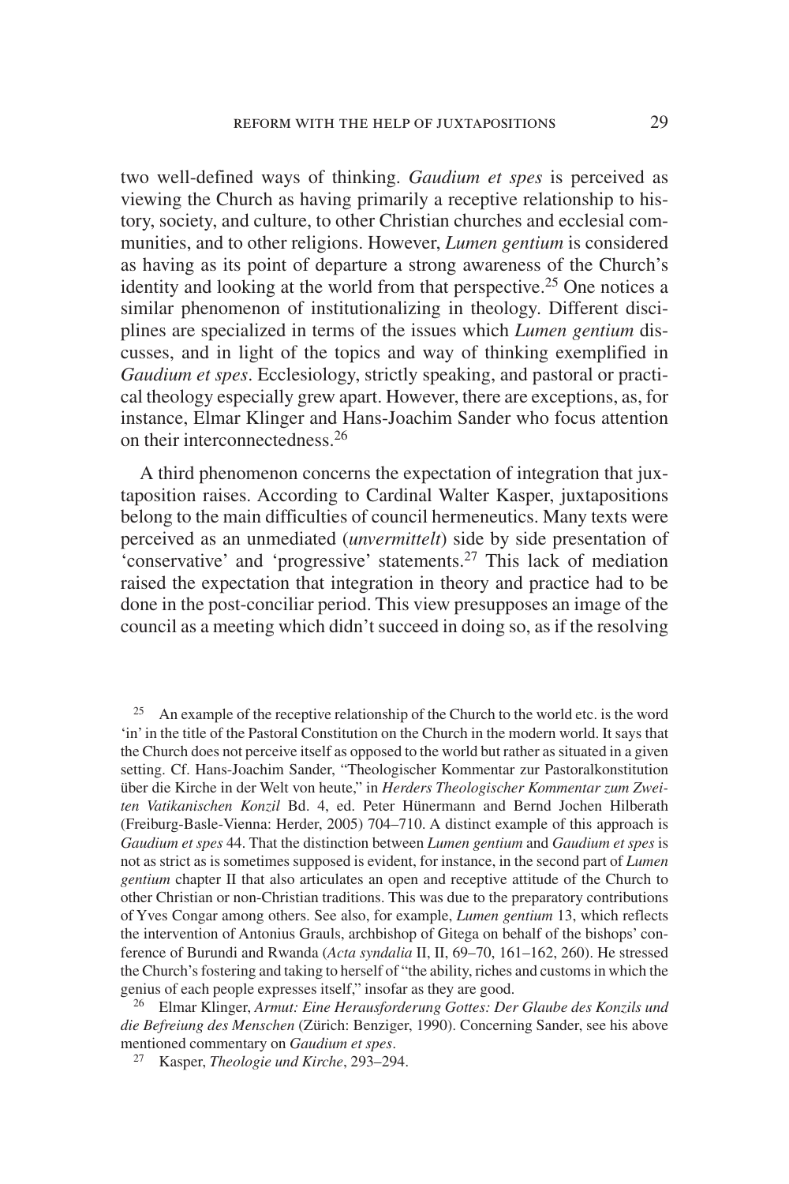two well-defined ways of thinking. *Gaudium et spes* is perceived as viewing the Church as having primarily a receptive relationship to history, society, and culture, to other Christian churches and ecclesial communities, and to other religions. However, *Lumen gentium* is considered as having as its point of departure a strong awareness of the Church's identity and looking at the world from that perspective.[25] One notices a similar phenomenon of institutionalizing in theology. Different disciplines are specialized in terms of the issues which *Lumen gentium* discusses, and in light of the topics and way of thinking exemplified in *Gaudium et spes*. Ecclesiology, strictly speaking, and pastoral or practical theology especially grew apart. However, there are exceptions, as, for instance, Elmar Klinger and Hans-Joachim Sander who focus attention on their interconnectedness.[26]

A third phenomenon concerns the expectation of integration that juxtaposition raises. According to Cardinal Walter Kasper, juxtapositions belong to the main difficulties of council hermeneutics. Many texts were perceived as an unmediated (*unvermittelt*) side by side presentation of 'conservative' and 'progressive' statements.[27] This lack of mediation raised the expectation that integration in theory and practice had to be done in the post-conciliar period. This view presupposes an image of the council as a meeting which didn't succeed in doing so, as if the resolving

[25] An example of the receptive relationship of the Church to the world etc. is the word 'in' in the title of the Pastoral Constitution on the Church in the modern world. It says that the Church does not perceive itself as opposed to the world but rather as situated in a given setting. Cf. Hans-Joachim Sander, "Theologischer Kommentar zur Pastoralkonstitution über die Kirche in der Welt von heute," in *Herders Theologischer Kommentar zum Zweiten Vatikanischen Konzil* Bd. 4, ed. Peter Hünermann and Bernd Jochen Hilberath (Freiburg-Basle-Vienna: Herder, 2005) 704–710. A distinct example of this approach is *Gaudium et spes* 44. That the distinction between *Lumen gentium* and *Gaudium et spes* is not as strict as is sometimes supposed is evident, for instance, in the second part of *Lumen gentium* chapter II that also articulates an open and receptive attitude of the Church to other Christian or non-Christian traditions. This was due to the preparatory contributions of Yves Congar among others. See also, for example, *Lumen gentium* 13, which reflects the intervention of Antonius Grauls, archbishop of Gitega on behalf of the bishops' conference of Burundi and Rwanda (*Acta syndalia* II, II, 69–70, 161–162, 260). He stressed the Church's fostering and taking to herself of "the ability, riches and customs in which the genius of each people expresses itself," insofar as they are good.

[26] Elmar Klinger, *Armut: Eine Herausforderung Gottes: Der Glaube des Konzils und die Befreiung des Menschen* (Zürich: Benziger, 1990). Concerning Sander, see his above mentioned commentary on *Gaudium et spes*.

[27] Kasper, *Theologie und Kirche*, 293–294.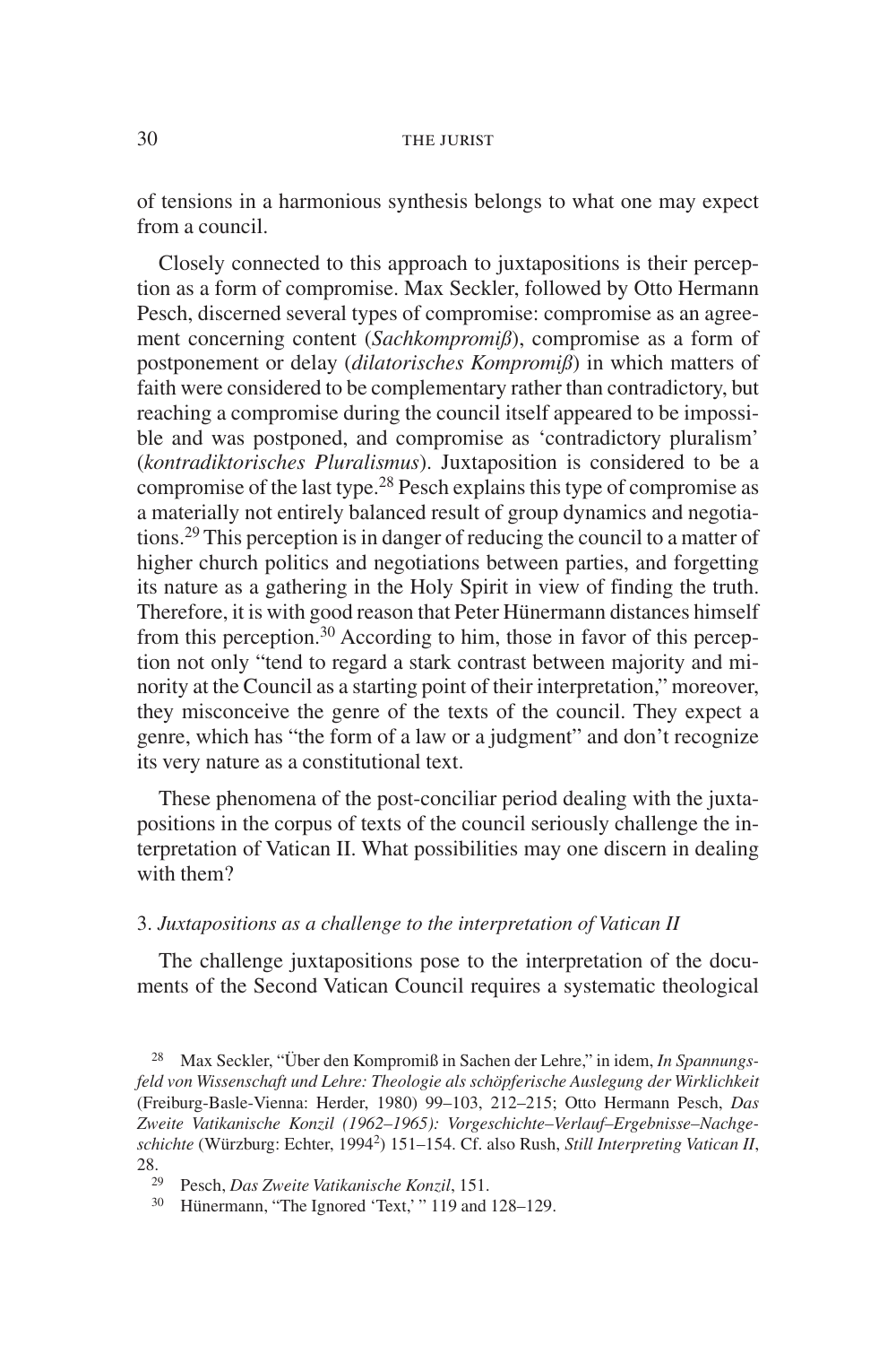of tensions in a harmonious synthesis belongs to what one may expect from a council.

Closely connected to this approach to juxtapositions is their perception as a form of compromise. Max Seckler, followed by Otto Hermann Pesch, discerned several types of compromise: compromise as an agreement concerning content (*Sachkompromiß*), compromise as a form of postponement or delay (*dilatorisches Kompromiß*) in which matters of faith were considered to be complementary rather than contradictory, but reaching a compromise during the council itself appeared to be impossible and was postponed, and compromise as 'contradictory pluralism' (*kontradiktorisches Pluralismus*). Juxtaposition is considered to be a compromise of the last type.[28] Pesch explains this type of compromise as a materially not entirely balanced result of group dynamics and negotiations.[29] This perception is in danger of reducing the council to a matter of higher church politics and negotiations between parties, and forgetting its nature as a gathering in the Holy Spirit in view of finding the truth. Therefore, it is with good reason that Peter Hünermann distances himself from this perception.[30] According to him, those in favor of this perception not only "tend to regard a stark contrast between majority and minority at the Council as a starting point of their interpretation," moreover, they misconceive the genre of the texts of the council. They expect a genre, which has "the form of a law or a judgment" and don't recognize its very nature as a constitutional text.

These phenomena of the post-conciliar period dealing with the juxtapositions in the corpus of texts of the council seriously challenge the interpretation of Vatican II. What possibilities may one discern in dealing with them?

### 3. *Juxtapositions as a challenge to the interpretation of Vatican II*

The challenge juxtapositions pose to the interpretation of the documents of the Second Vatican Council requires a systematic theological

---

[28] Max Seckler, "Über den Kompromiß in Sachen der Lehre," in idem, *In Spannungsfeld von Wissenschaft und Lehre: Theologie als schöpferische Auslegung der Wirklichkeit* (Freiburg-Basle-Vienna: Herder, 1980) 99–103, 212–215; Otto Hermann Pesch, *Das Zweite Vatikanische Konzil (1962–1965): Vorgeschichte–Verlauf–Ergebnisse–Nachgeschichte* (Würzburg: Echter, 1994$^{2}$) 151–154. Cf. also Rush, *Still Interpreting Vatican II*, 28.

[29] Pesch, *Das Zweite Vatikanische Konzil*, 151.

[30] Hünermann, "The Ignored 'Text,' " 119 and 128–129.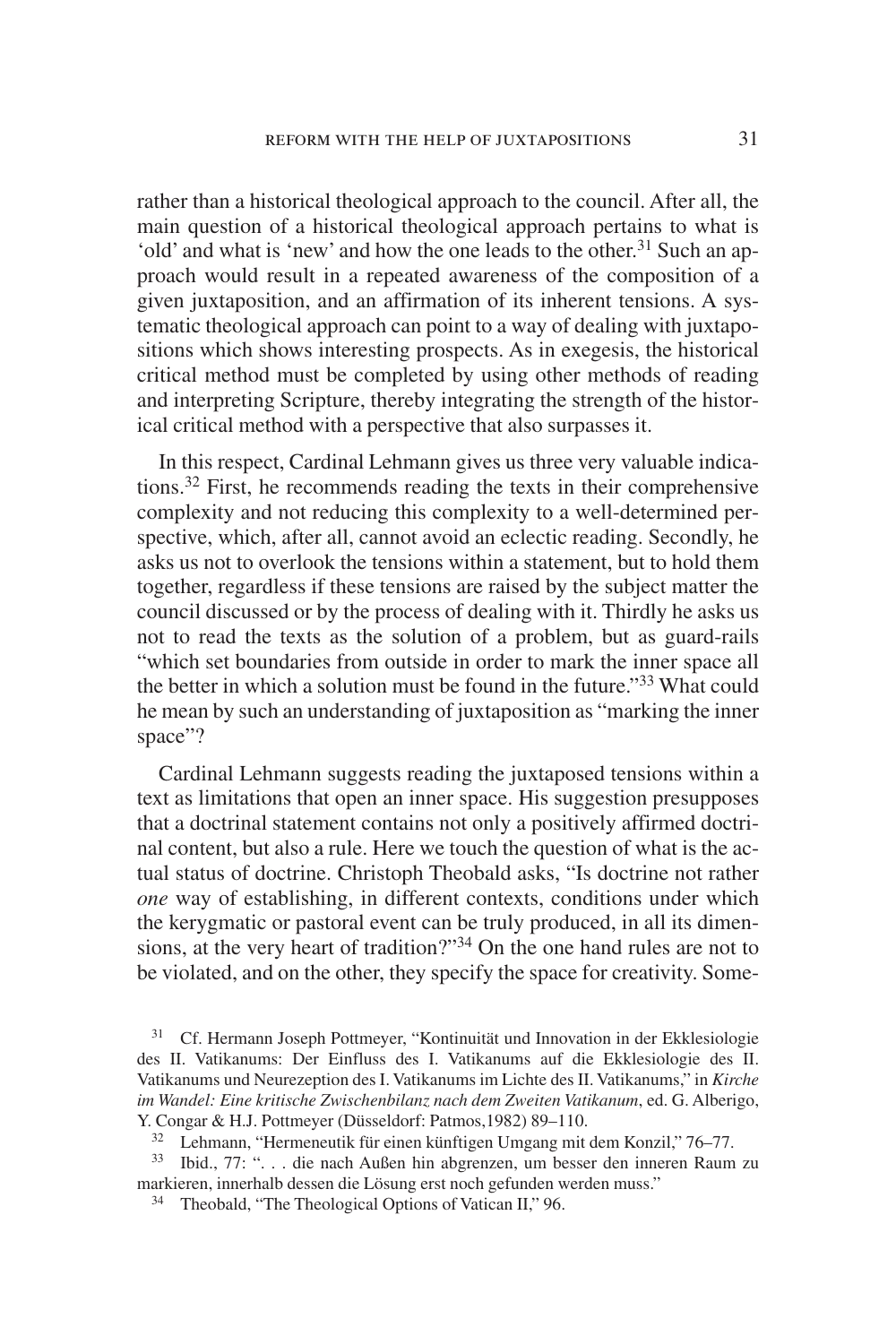rather than a historical theological approach to the council. After all, the main question of a historical theological approach pertains to what is 'old' and what is 'new' and how the one leads to the other.[31] Such an approach would result in a repeated awareness of the composition of a given juxtaposition, and an affirmation of its inherent tensions. A systematic theological approach can point to a way of dealing with juxtapositions which shows interesting prospects. As in exegesis, the historical critical method must be completed by using other methods of reading and interpreting Scripture, thereby integrating the strength of the historical critical method with a perspective that also surpasses it.

In this respect, Cardinal Lehmann gives us three very valuable indications.[32] First, he recommends reading the texts in their comprehensive complexity and not reducing this complexity to a well-determined perspective, which, after all, cannot avoid an eclectic reading. Secondly, he asks us not to overlook the tensions within a statement, but to hold them together, regardless if these tensions are raised by the subject matter the council discussed or by the process of dealing with it. Thirdly he asks us not to read the texts as the solution of a problem, but as guard-rails "which set boundaries from outside in order to mark the inner space all the better in which a solution must be found in the future."[33] What could he mean by such an understanding of juxtaposition as "marking the inner space"?

Cardinal Lehmann suggests reading the juxtaposed tensions within a text as limitations that open an inner space. His suggestion presupposes that a doctrinal statement contains not only a positively affirmed doctrinal content, but also a rule. Here we touch the question of what is the actual status of doctrine. Christoph Theobald asks, "Is doctrine not rather *one* way of establishing, in different contexts, conditions under which the kerygmatic or pastoral event can be truly produced, in all its dimensions, at the very heart of tradition?"[34] On the one hand rules are not to be violated, and on the other, they specify the space for creativity. Some-

[31] Cf. Hermann Joseph Pottmeyer, "Kontinuität und Innovation in der Ekklesiologie des II. Vatikanums: Der Einfluss des I. Vatikanums auf die Ekklesiologie des II. Vatikanums und Neurezeption des I. Vatikanums im Lichte des II. Vatikanums," in *Kirche im Wandel: Eine kritische Zwischenbilanz nach dem Zweiten Vatikanum*, ed. G. Alberigo, Y. Congar & H.J. Pottmeyer (Düsseldorf: Patmos,1982) 89–110.

[32] Lehmann, "Hermeneutik für einen künftigen Umgang mit dem Konzil," 76–77.

[33] Ibid., 77: ". . . die nach Außen hin abgrenzen, um besser den inneren Raum zu markieren, innerhalb dessen die Lösung erst noch gefunden werden muss."

[34] Theobald, "The Theological Options of Vatican II," 96.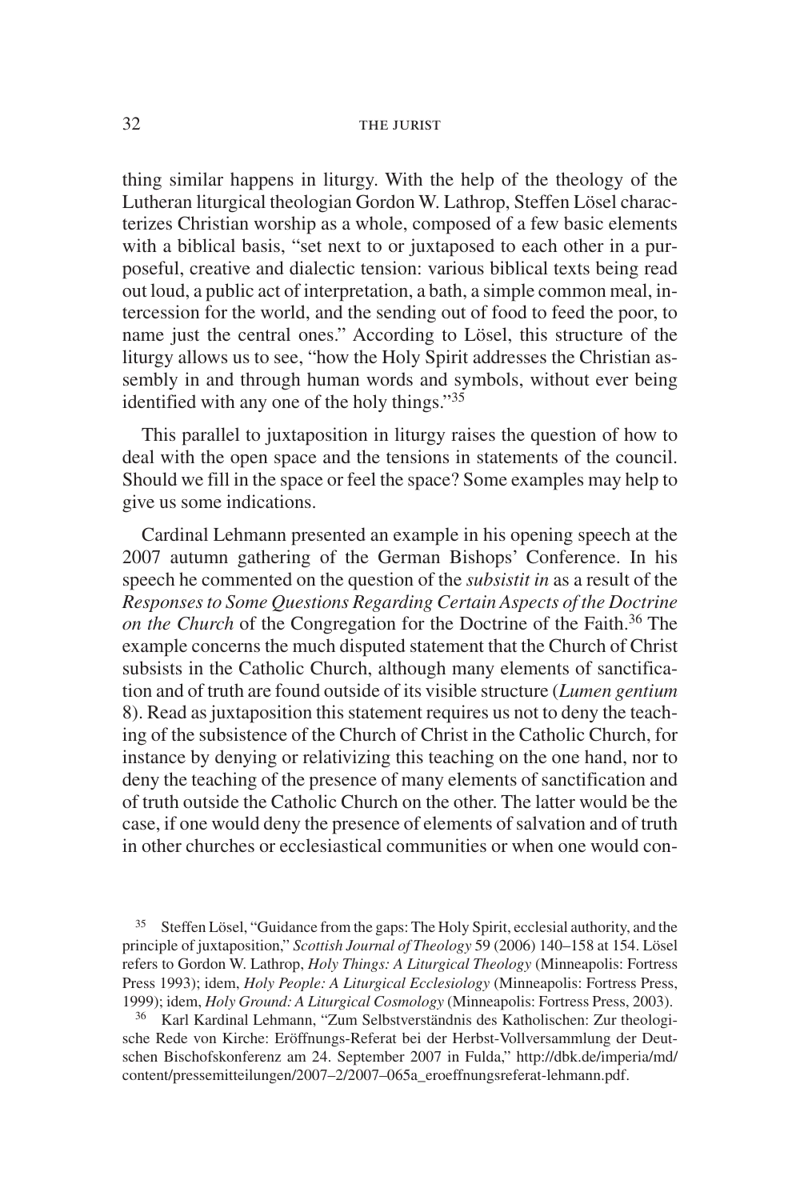thing similar happens in liturgy. With the help of the theology of the Lutheran liturgical theologian Gordon W. Lathrop, Steffen Lösel characterizes Christian worship as a whole, composed of a few basic elements with a biblical basis, "set next to or juxtaposed to each other in a purposeful, creative and dialectic tension: various biblical texts being read out loud, a public act of interpretation, a bath, a simple common meal, intercession for the world, and the sending out of food to feed the poor, to name just the central ones." According to Lösel, this structure of the liturgy allows us to see, "how the Holy Spirit addresses the Christian assembly in and through human words and symbols, without ever being identified with any one of the holy things."[35]

This parallel to juxtaposition in liturgy raises the question of how to deal with the open space and the tensions in statements of the council. Should we fill in the space or feel the space? Some examples may help to give us some indications.

Cardinal Lehmann presented an example in his opening speech at the 2007 autumn gathering of the German Bishops' Conference. In his speech he commented on the question of the *subsistit in* as a result of the *Responses to Some Questions Regarding Certain Aspects of the Doctrine on the Church* of the Congregation for the Doctrine of the Faith.[36] The example concerns the much disputed statement that the Church of Christ subsists in the Catholic Church, although many elements of sanctification and of truth are found outside of its visible structure (*Lumen gentium* 8). Read as juxtaposition this statement requires us not to deny the teaching of the subsistence of the Church of Christ in the Catholic Church, for instance by denying or relativizing this teaching on the one hand, nor to deny the teaching of the presence of many elements of sanctification and of truth outside the Catholic Church on the other. The latter would be the case, if one would deny the presence of elements of salvation and of truth in other churches or ecclesiastical communities or when one would con-

[35] Steffen Lösel, "Guidance from the gaps: The Holy Spirit, ecclesial authority, and the principle of juxtaposition," *Scottish Journal of Theology* 59 (2006) 140–158 at 154. Lösel refers to Gordon W. Lathrop, *Holy Things: A Liturgical Theology* (Minneapolis: Fortress Press 1993); idem, *Holy People: A Liturgical Ecclesiology* (Minneapolis: Fortress Press, 1999); idem, *Holy Ground: A Liturgical Cosmology* (Minneapolis: Fortress Press, 2003).

[36] Karl Kardinal Lehmann, "Zum Selbstverständnis des Katholischen: Zur theologische Rede von Kirche: Eröffnungs-Referat bei der Herbst-Vollversammlung der Deutschen Bischofskonferenz am 24. September 2007 in Fulda," http://dbk.de/imperia/md/content/pressemitteilungen/2007–2/2007–065a_eroeffnungsreferat-lehmann.pdf.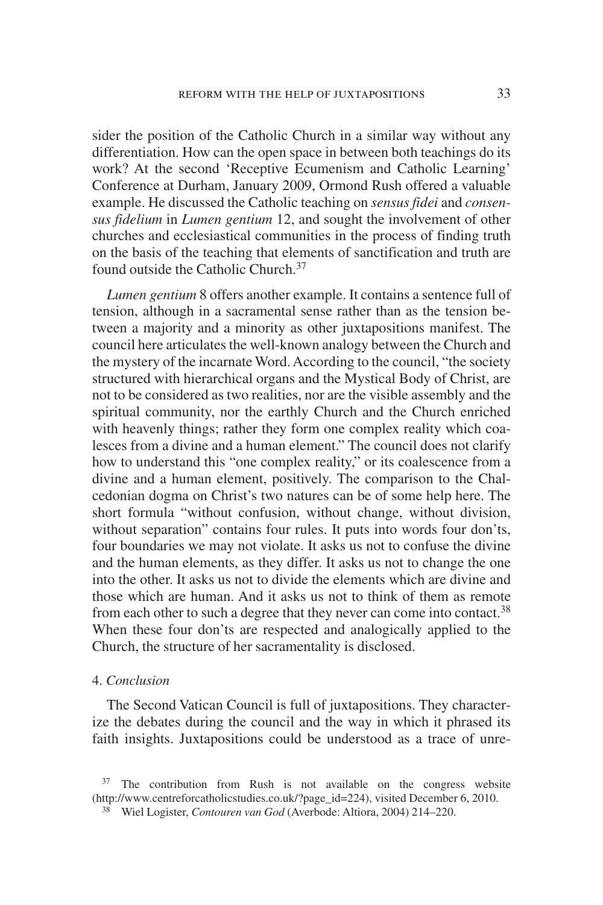sider the position of the Catholic Church in a similar way without any differentiation. How can the open space in between both teachings do its work? At the second 'Receptive Ecumenism and Catholic Learning' Conference at Durham, January 2009, Ormond Rush offered a valuable example. He discussed the Catholic teaching on *sensus fidei* and *consensus fidelium* in *Lumen gentium* 12, and sought the involvement of other churches and ecclesiastical communities in the process of finding truth on the basis of the teaching that elements of sanctification and truth are found outside the Catholic Church.[37]

*Lumen gentium* 8 offers another example. It contains a sentence full of tension, although in a sacramental sense rather than as the tension between a majority and a minority as other juxtapositions manifest. The council here articulates the well-known analogy between the Church and the mystery of the incarnate Word. According to the council, "the society structured with hierarchical organs and the Mystical Body of Christ, are not to be considered as two realities, nor are the visible assembly and the spiritual community, nor the earthly Church and the Church enriched with heavenly things; rather they form one complex reality which coalesces from a divine and a human element." The council does not clarify how to understand this "one complex reality," or its coalescence from a divine and a human element, positively. The comparison to the Chalcedonian dogma on Christ's two natures can be of some help here. The short formula "without confusion, without change, without division, without separation" contains four rules. It puts into words four don'ts, four boundaries we may not violate. It asks us not to confuse the divine and the human elements, as they differ. It asks us not to change the one into the other. It asks us not to divide the elements which are divine and those which are human. And it asks us not to think of them as remote from each other to such a degree that they never can come into contact.[38] When these four don'ts are respected and analogically applied to the Church, the structure of her sacramentality is disclosed.

## 4. *Conclusion*

The Second Vatican Council is full of juxtapositions. They characterize the debates during the council and the way in which it phrased its faith insights. Juxtapositions could be understood as a trace of unre-

[37] The contribution from Rush is not available on the congress website (http://www.centreforcatholicstudies.co.uk/?page_id=224), visited December 6, 2010.

[38] Wiel Logister, *Contouren van God* (Averbode: Altiora, 2004) 214–220.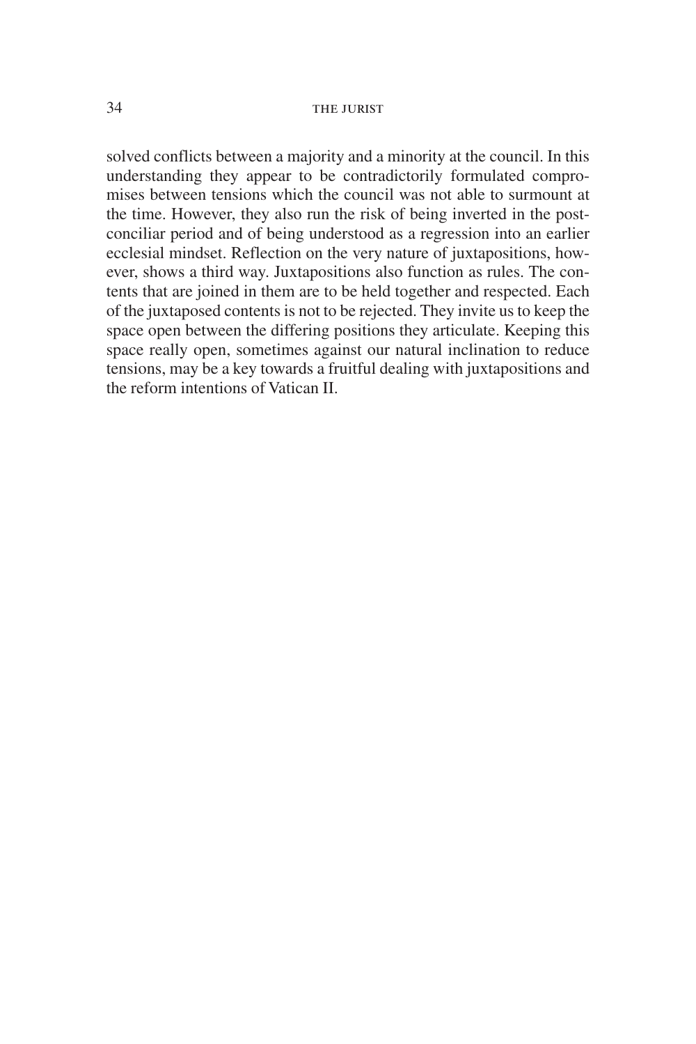solved conflicts between a majority and a minority at the council. In this understanding they appear to be contradictorily formulated compromises between tensions which the council was not able to surmount at the time. However, they also run the risk of being inverted in the post-conciliar period and of being understood as a regression into an earlier ecclesial mindset. Reflection on the very nature of juxtapositions, however, shows a third way. Juxtapositions also function as rules. The contents that are joined in them are to be held together and respected. Each of the juxtaposed contents is not to be rejected. They invite us to keep the space open between the differing positions they articulate. Keeping this space really open, sometimes against our natural inclination to reduce tensions, may be a key towards a fruitful dealing with juxtapositions and the reform intentions of Vatican II.